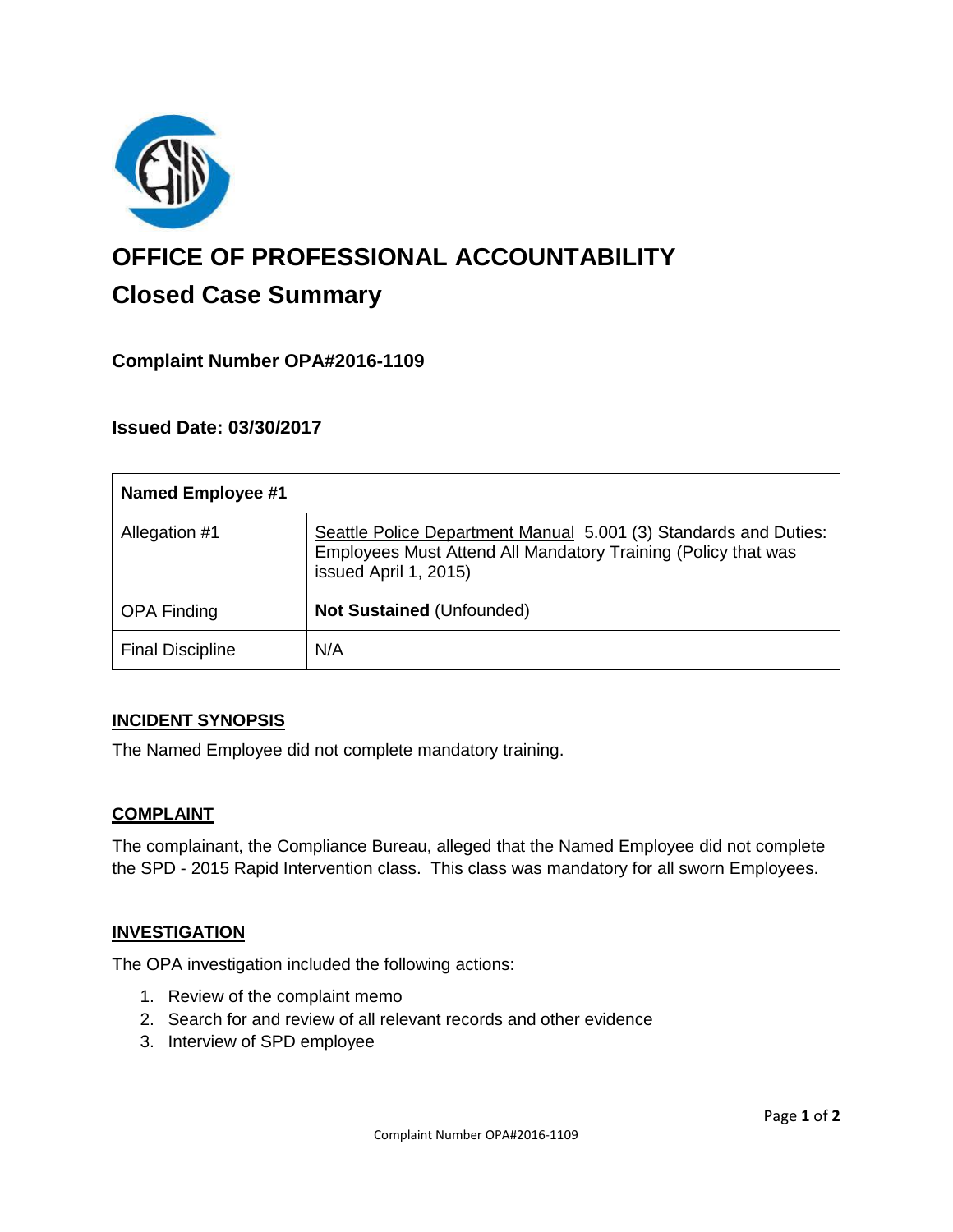# OFFICE OF PROFESSIONAL ACCOUNTABILITY

## Closed Case Summary

### Complaint Number OPA#2016-1109

### Issued Date: 03/30/2017

| Named Employee #1 | |
|---|---|
| Allegation #1 | Seattle Police Department Manual 5.001 (3) Standards and Duties: Employees Must Attend All Mandatory Training (Policy that was issued April 1, 2015) |
| OPA Finding | **Not Sustained** (Unfounded) |
| Final Discipline | N/A |

### INCIDENT SYNOPSIS

The Named Employee did not complete mandatory training.

### COMPLAINT

The complainant, the Compliance Bureau, alleged that the Named Employee did not complete the SPD - 2015 Rapid Intervention class. This class was mandatory for all sworn Employees.

### INVESTIGATION

The OPA investigation included the following actions:

1. Review of the complaint memo
2. Search for and review of all relevant records and other evidence
3. Interview of SPD employee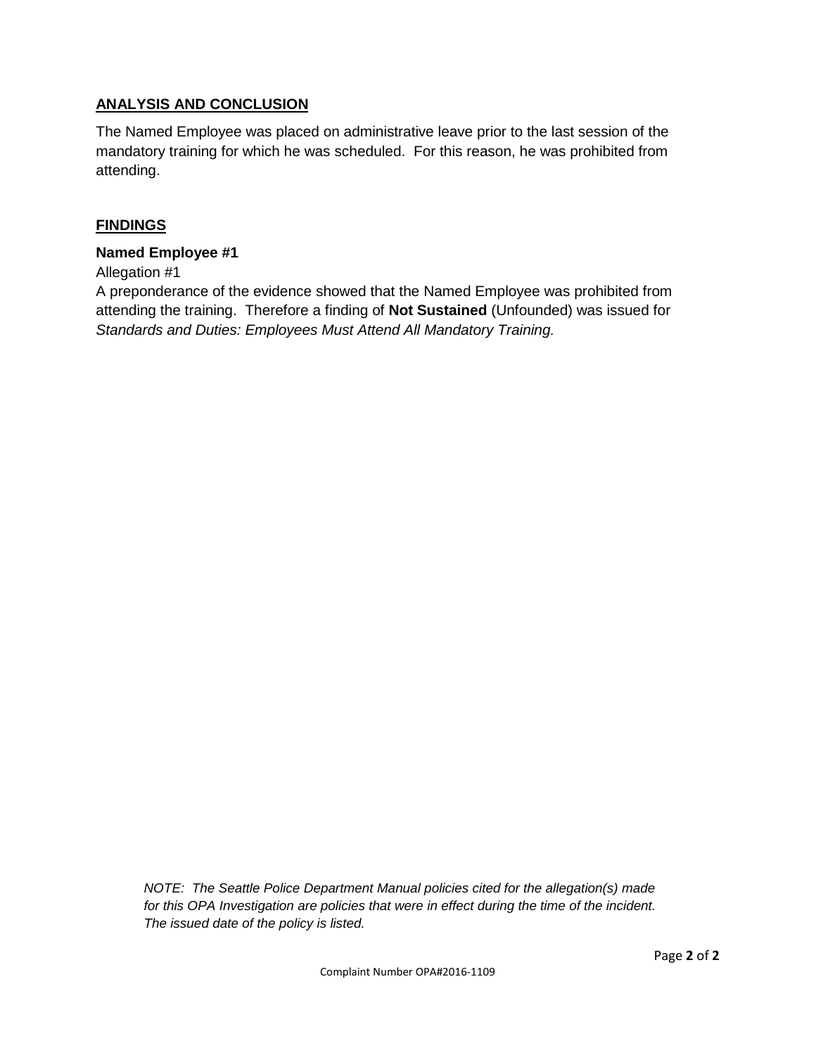## ANALYSIS AND CONCLUSION

The Named Employee was placed on administrative leave prior to the last session of the mandatory training for which he was scheduled. For this reason, he was prohibited from attending.

## FINDINGS

**Named Employee #1**

Allegation #1

A preponderance of the evidence showed that the Named Employee was prohibited from attending the training. Therefore a finding of **Not Sustained** (Unfounded) was issued for *Standards and Duties: Employees Must Attend All Mandatory Training.*

*NOTE: The Seattle Police Department Manual policies cited for the allegation(s) made for this OPA Investigation are policies that were in effect during the time of the incident. The issued date of the policy is listed.*

Complaint Number OPA#2016-1109